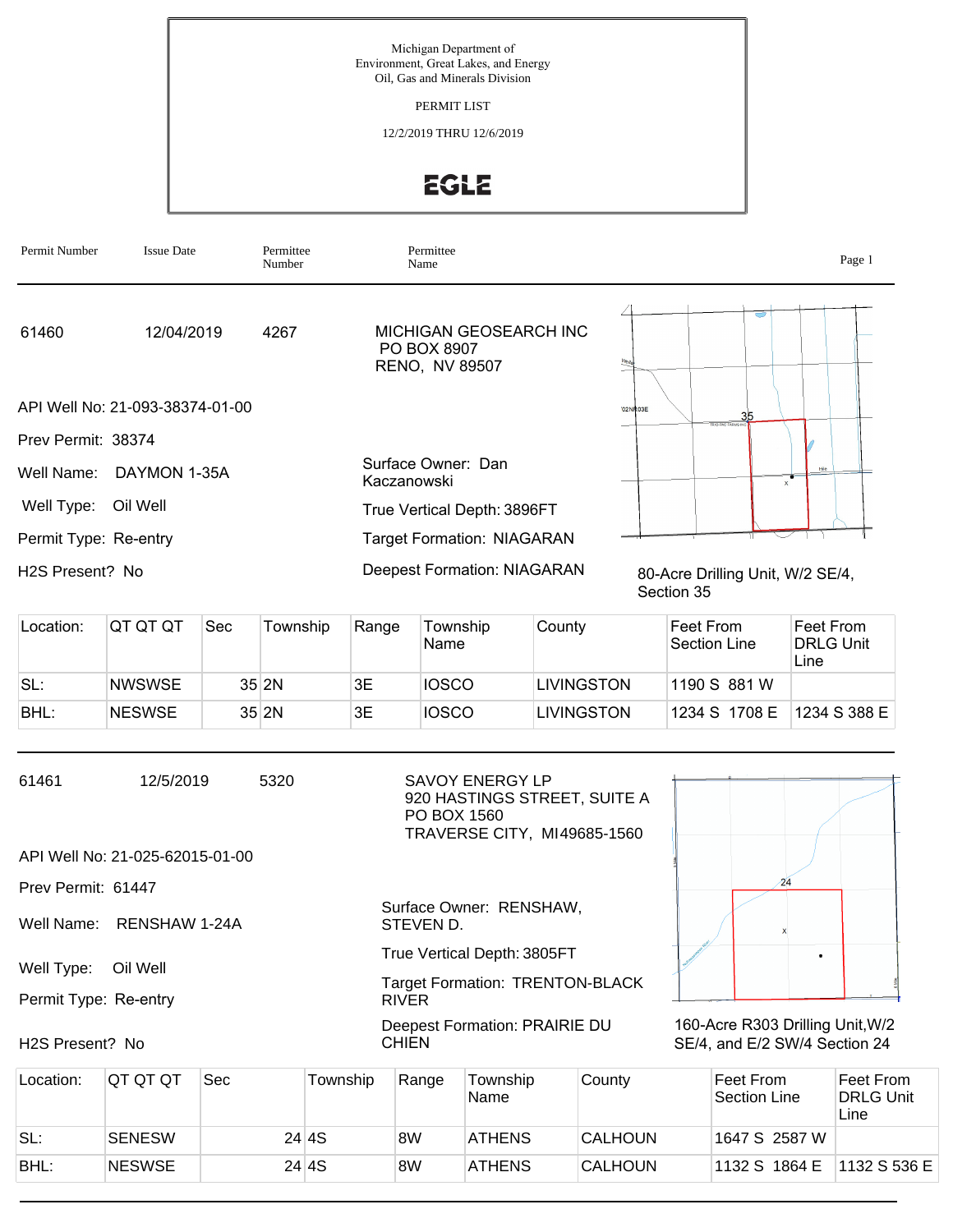Michigan Department of
Environment, Great Lakes, and Energy
Oil, Gas and Minerals Division

PERMIT LIST

12/2/2019 THRU 12/6/2019

**EGLE**

| Permit Number | Issue Date | Permittee Number | Permittee Name |
|---|---|---|---|

---

| 61460 | 12/04/2019 | 4267 | MICHIGAN GEOSEARCH INC<br>PO BOX 8907<br>RENO, NV 89507 |
|---|---|---|---|

API Well No: 21-093-38374-01-00

Prev Permit: 38374

Well Name: DAYMON 1-35A

Well Type: Oil Well

Permit Type: Re-entry

H2S Present? No

Surface Owner: Dan Kaczanowski

True Vertical Depth: 3896FT

Target Formation: NIAGARAN

Deepest Formation: NIAGARAN

80-Acre Drilling Unit, W/2 SE/4, Section 35

| Location: | QT QT QT | Sec | Township | Range | Township Name | County | Feet From Section Line | Feet From DRLG Unit Line |
|---|---|---|---|---|---|---|---|---|
| SL: | NWSWSE | 35 | 2N | 3E | IOSCO | LIVINGSTON | 1190 S 881 W | |
| BHL: | NESWSE | 35 | 2N | 3E | IOSCO | LIVINGSTON | 1234 S 1708 E | 1234 S 388 E |

---

| 61461 | 12/5/2019 | 5320 | SAVOY ENERGY LP<br>920 HASTINGS STREET, SUITE A<br>PO BOX 1560<br>TRAVERSE CITY, MI49685-1560 |
|---|---|---|---|

API Well No: 21-025-62015-01-00

Prev Permit: 61447

Well Name: RENSHAW 1-24A

Well Type: Oil Well

Permit Type: Re-entry

H2S Present? No

Surface Owner: RENSHAW, STEVEN D.

True Vertical Depth: 3805FT

Target Formation: TRENTON-BLACK RIVER

Deepest Formation: PRAIRIE DU CHIEN

160-Acre R303 Drilling Unit,W/2 SE/4, and E/2 SW/4 Section 24

| Location: | QT QT QT | Sec | Township | Range | Township Name | County | Feet From Section Line | Feet From DRLG Unit Line |
|---|---|---|---|---|---|---|---|---|
| SL: | SENESW | 24 | 4S | 8W | ATHENS | CALHOUN | 1647 S 2587 W | |
| BHL: | NESWSE | 24 | 4S | 8W | ATHENS | CALHOUN | 1132 S 1864 E | 1132 S 536 E |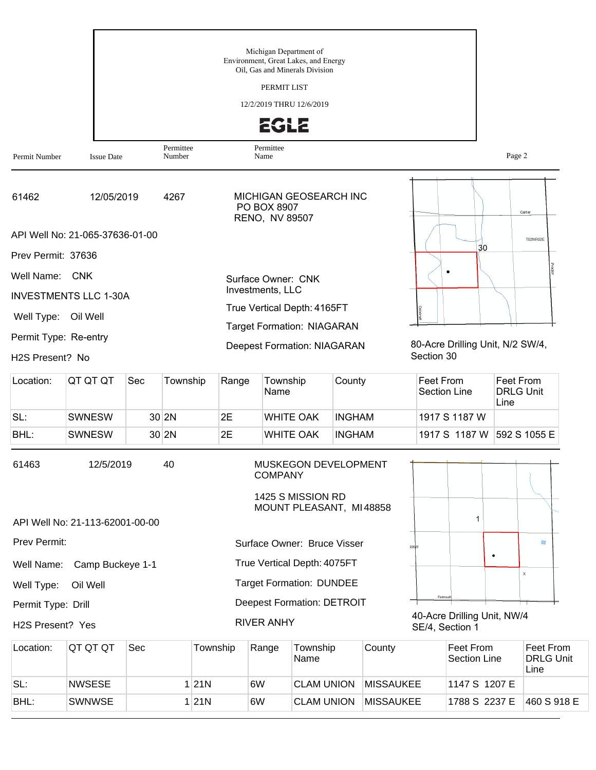Michigan Department of
Environment, Great Lakes, and Energy
Oil, Gas and Minerals Division

PERMIT LIST

12/2/2019 THRU 12/6/2019

EGLE

| Permit Number | Issue Date | Permittee Number | Permittee Name |
|---|---|---|---|

---

**61462** | 12/05/2019 | 4267 | MICHIGAN GEOSEARCH INC
PO BOX 8907
RENO, NV 89507

API Well No: 21-065-37636-01-00

Prev Permit: 37636

Well Name: CNK INVESTMENTS LLC 1-30A

Well Type: Oil Well

Permit Type: Re-entry

H2S Present? No

Surface Owner: CNK Investments, LLC

True Vertical Depth: 4165FT

Target Formation: NIAGARAN

Deepest Formation: NIAGARAN

80-Acre Drilling Unit, N/2 SW/4, Section 30

| Location: | QT QT QT | Sec | Township | Range | Township Name | County | Feet From Section Line | Feet From DRLG Unit Line |
|---|---|---|---|---|---|---|---|---|
| SL: | SWNESW | 30 | 2N | 2E | WHITE OAK | INGHAM | 1917 S 1187 W | |
| BHL: | SWNESW | 30 | 2N | 2E | WHITE OAK | INGHAM | 1917 S 1187 W | 592 S 1055 E |

---

**61463** | 12/5/2019 | 40 | MUSKEGON DEVELOPMENT COMPANY

1425 S MISSION RD
MOUNT PLEASANT, MI 48858

API Well No: 21-113-62001-00-00

Prev Permit:

Well Name: Camp Buckeye 1-1

Well Type: Oil Well

Permit Type: Drill

H2S Present? Yes

Surface Owner: Bruce Visser

True Vertical Depth: 4075FT

Target Formation: DUNDEE

Deepest Formation: DETROIT RIVER ANHY

40-Acre Drilling Unit, NW/4 SE/4, Section 1

| Location: | QT QT QT | Sec | Township | Range | Township Name | County | Feet From Section Line | Feet From DRLG Unit Line |
|---|---|---|---|---|---|---|---|---|
| SL: | NWSESE | 1 | 21N | 6W | CLAM UNION | MISSAUKEE | 1147 S 1207 E | |
| BHL: | SWNWSE | 1 | 21N | 6W | CLAM UNION | MISSAUKEE | 1788 S 2237 E | 460 S 918 E |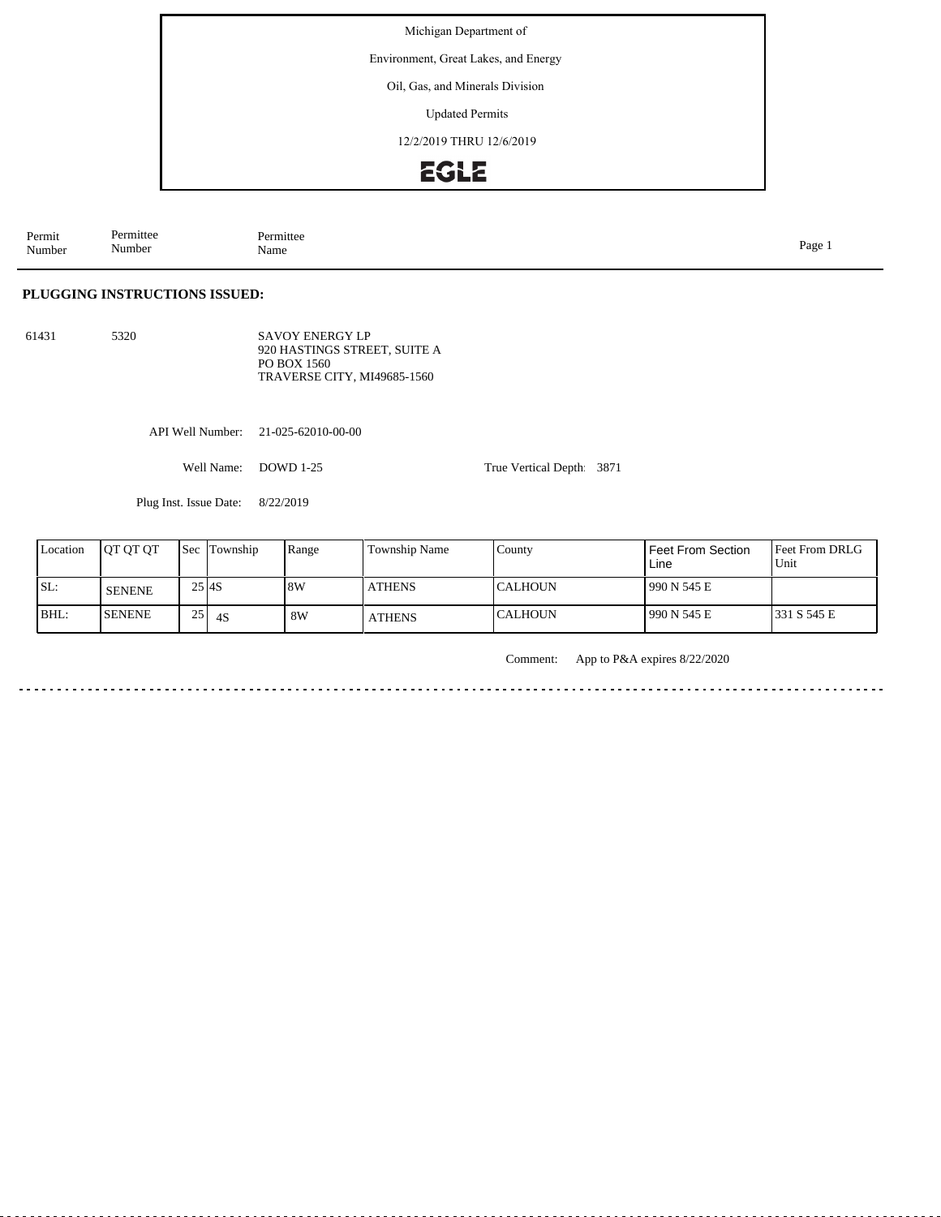Michigan Department of

Environment, Great Lakes, and Energy

Oil, Gas, and Minerals Division

Updated Permits

12/2/2019 THRU 12/6/2019

EGLE

| Permit Number | Permittee Number | Permittee Name |
|---|---|---|

## PLUGGING INSTRUCTIONS ISSUED:

61431 5320

SAVOY ENERGY LP
920 HASTINGS STREET, SUITE A
PO BOX 1560
TRAVERSE CITY, MI49685-1560

API Well Number: 21-025-62010-00-00

Well Name: DOWD 1-25

True Vertical Depth: 3871

Plug Inst. Issue Date: 8/22/2019

| Location | QT QT QT | Sec | Township | Range | Township Name | County | Feet From Section Line | Feet From DRLG Unit |
|---|---|---|---|---|---|---|---|---|
| SL: | SENENE | 25 | 4S | 8W | ATHENS | CALHOUN | 990 N 545 E | |
| BHL: | SENENE | 25 | 4S | 8W | ATHENS | CALHOUN | 990 N 545 E | 331 S 545 E |

Comment: App to P&A expires 8/22/2020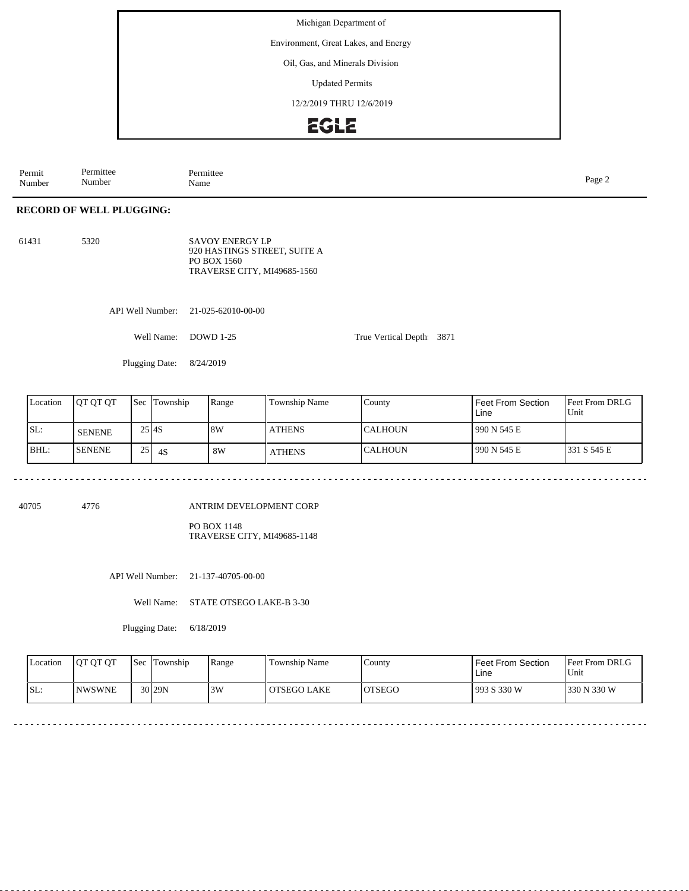Michigan Department of

Environment, Great Lakes, and Energy

Oil, Gas, and Minerals Division

Updated Permits

12/2/2019 THRU 12/6/2019

EGLE

| Permit Number | Permittee Number | Permittee Name |
|---|---|---|

## RECORD OF WELL PLUGGING:

61431 5320 SAVOY ENERGY LP
920 HASTINGS STREET, SUITE A
PO BOX 1560
TRAVERSE CITY, MI49685-1560

API Well Number: 21-025-62010-00-00

Well Name: DOWD 1-25

True Vertical Depth: 3871

Plugging Date: 8/24/2019

| Location | QT QT QT | Sec | Township | Range | Township Name | County | Feet From Section Line | Feet From DRLG Unit |
|---|---|---|---|---|---|---|---|---|
| SL: | SENENE | 25 | 4S | 8W | ATHENS | CALHOUN | 990 N 545 E | |
| BHL: | SENENE | 25 | 4S | 8W | ATHENS | CALHOUN | 990 N 545 E | 331 S 545 E |

40705 4776 ANTRIM DEVELOPMENT CORP
PO BOX 1148
TRAVERSE CITY, MI49685-1148

API Well Number: 21-137-40705-00-00

Well Name: STATE OTSEGO LAKE-B 3-30

Plugging Date: 6/18/2019

| Location | QT QT QT | Sec | Township | Range | Township Name | County | Feet From Section Line | Feet From DRLG Unit |
|---|---|---|---|---|---|---|---|---|
| SL: | NWSWNE | 30 | 29N | 3W | OTSEGO LAKE | OTSEGO | 993 S 330 W | 330 N 330 W |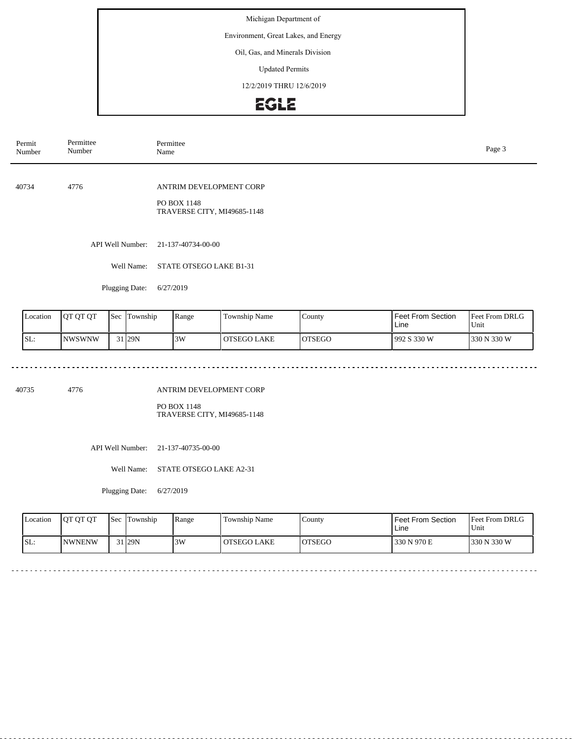Michigan Department of

Environment, Great Lakes, and Energy

Oil, Gas, and Minerals Division

Updated Permits

12/2/2019 THRU 12/6/2019

EGLE

| Permit Number | Permittee Number | Permittee Name |
|---|---|---|

40734 4776 ANTRIM DEVELOPMENT CORP

PO BOX 1148
TRAVERSE CITY, MI49685-1148

API Well Number: 21-137-40734-00-00

Well Name: STATE OTSEGO LAKE B1-31

Plugging Date: 6/27/2019

| Location | QT QT QT | Sec | Township | Range | Township Name | County | Feet From Section Line | Feet From DRLG Unit |
|---|---|---|---|---|---|---|---|---|
| SL: | NWSWNW | 31 | 29N | 3W | OTSEGO LAKE | OTSEGO | 992 S 330 W | 330 N 330 W |

40735 4776 ANTRIM DEVELOPMENT CORP

PO BOX 1148
TRAVERSE CITY, MI49685-1148

API Well Number: 21-137-40735-00-00

Well Name: STATE OTSEGO LAKE A2-31

Plugging Date: 6/27/2019

| Location | QT QT QT | Sec | Township | Range | Township Name | County | Feet From Section Line | Feet From DRLG Unit |
|---|---|---|---|---|---|---|---|---|
| SL: | NWNENW | 31 | 29N | 3W | OTSEGO LAKE | OTSEGO | 330 N 970 E | 330 N 330 W |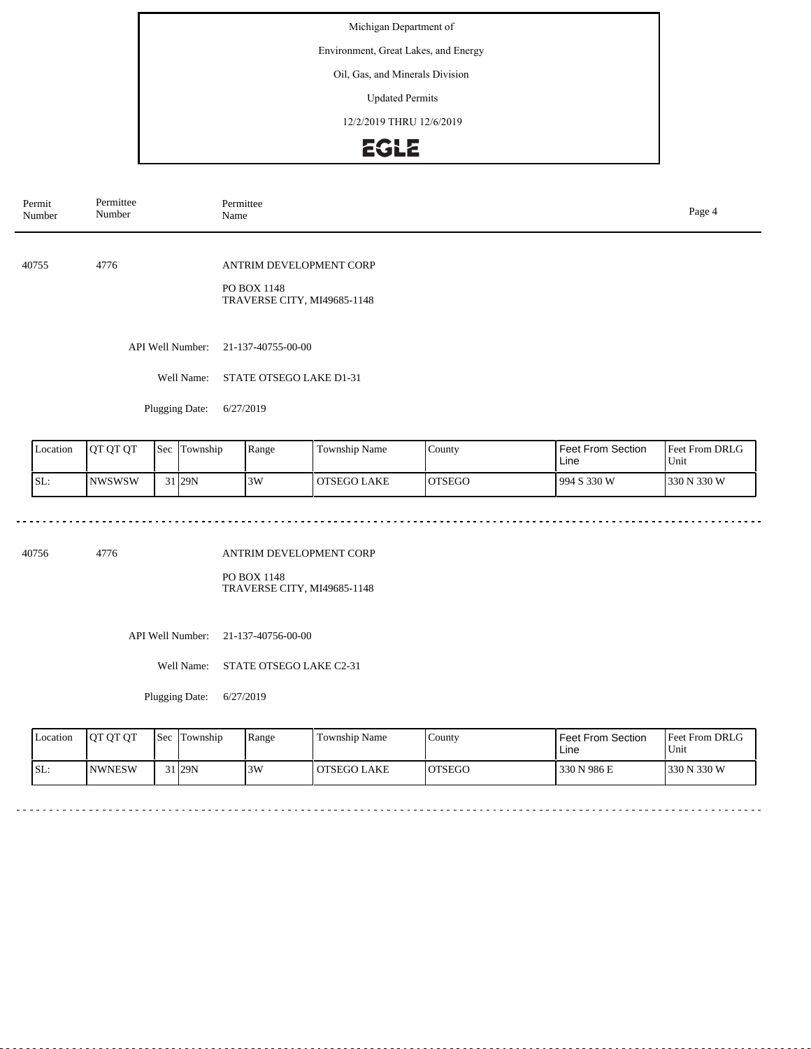Michigan Department of

Environment, Great Lakes, and Energy

Oil, Gas, and Minerals Division

Updated Permits

12/2/2019 THRU 12/6/2019

EGLE

| Permit Number | Permittee Number | Permittee Name |
|---|---|---|

40755 4776 ANTRIM DEVELOPMENT CORP

PO BOX 1148
TRAVERSE CITY, MI49685-1148

API Well Number: 21-137-40755-00-00

Well Name: STATE OTSEGO LAKE D1-31

Plugging Date: 6/27/2019

| Location | QT QT QT | Sec | Township | Range | Township Name | County | Feet From Section Line | Feet From DRLG Unit |
|---|---|---|---|---|---|---|---|---|
| SL: | NWSWSW | 31 | 29N | 3W | OTSEGO LAKE | OTSEGO | 994 S 330 W | 330 N 330 W |

---

40756 4776 ANTRIM DEVELOPMENT CORP

PO BOX 1148
TRAVERSE CITY, MI49685-1148

API Well Number: 21-137-40756-00-00

Well Name: STATE OTSEGO LAKE C2-31

Plugging Date: 6/27/2019

| Location | QT QT QT | Sec | Township | Range | Township Name | County | Feet From Section Line | Feet From DRLG Unit |
|---|---|---|---|---|---|---|---|---|
| SL: | NWNESW | 31 | 29N | 3W | OTSEGO LAKE | OTSEGO | 330 N 986 E | 330 N 330 W |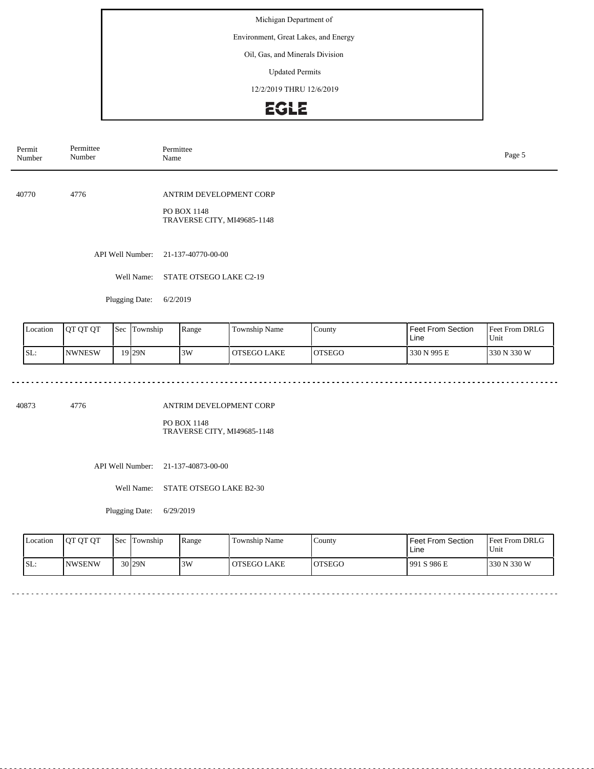| Permit Number | Permittee Number | Permittee Name |
|---|---|---|

40770 4776 ANTRIM DEVELOPMENT CORP

PO BOX 1148
TRAVERSE CITY, MI49685-1148

API Well Number: 21-137-40770-00-00

Well Name: STATE OTSEGO LAKE C2-19

Plugging Date: 6/2/2019

| Location | QT QT QT | Sec | Township | Range | Township Name | County | Feet From Section Line | Feet From DRLG Unit |
|---|---|---|---|---|---|---|---|---|
| SL: | NWNESW | 19 | 29N | 3W | OTSEGO LAKE | OTSEGO | 330 N 995 E | 330 N 330 W |

---

40873 4776 ANTRIM DEVELOPMENT CORP

PO BOX 1148
TRAVERSE CITY, MI49685-1148

API Well Number: 21-137-40873-00-00

Well Name: STATE OTSEGO LAKE B2-30

Plugging Date: 6/29/2019

| Location | QT QT QT | Sec | Township | Range | Township Name | County | Feet From Section Line | Feet From DRLG Unit |
|---|---|---|---|---|---|---|---|---|
| SL: | NWSENW | 30 | 29N | 3W | OTSEGO LAKE | OTSEGO | 991 S 986 E | 330 N 330 W |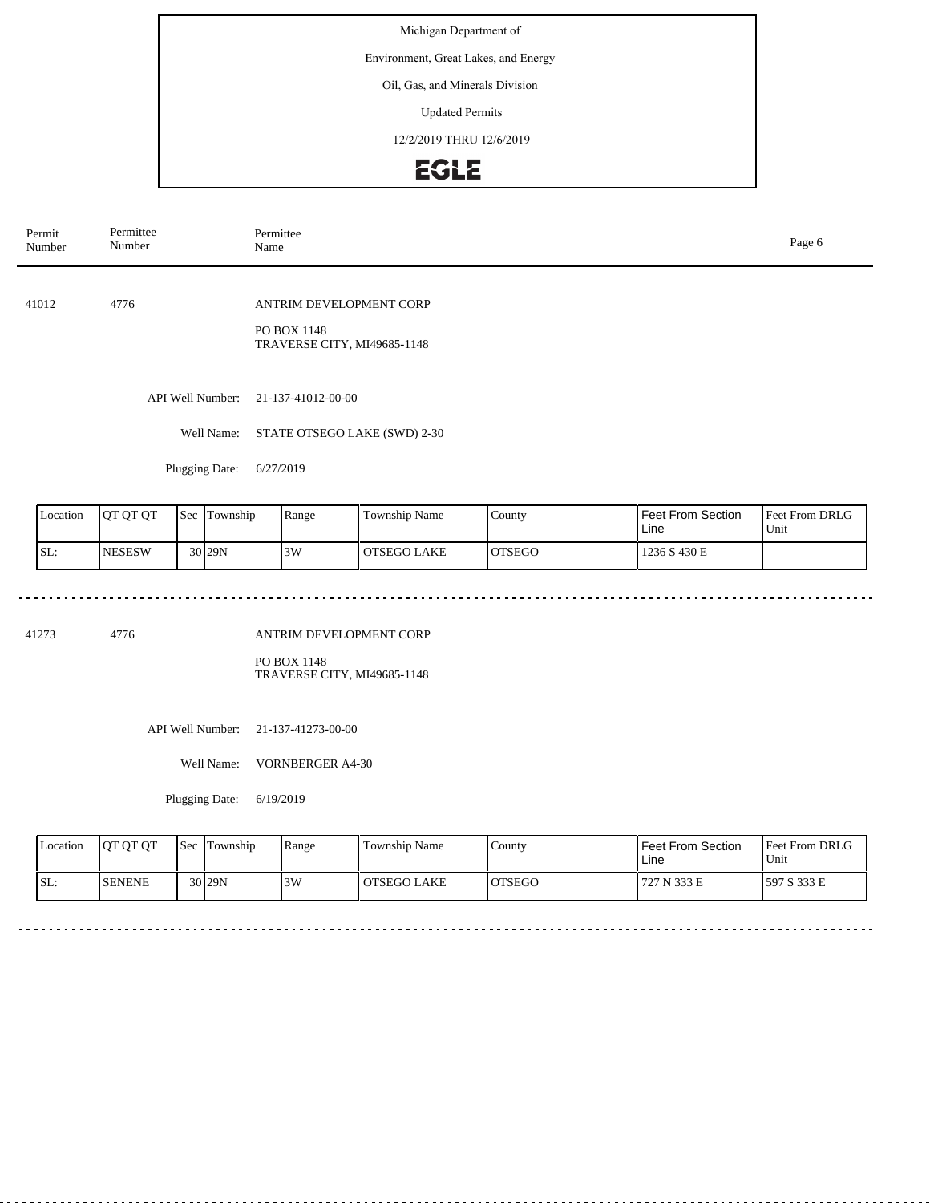Michigan Department of

Environment, Great Lakes, and Energy

Oil, Gas, and Minerals Division

Updated Permits

12/2/2019 THRU 12/6/2019

EGLE

| Permit Number | Permittee Number | Permittee Name |
|---|---|---|

41012 4776 ANTRIM DEVELOPMENT CORP

PO BOX 1148
TRAVERSE CITY, MI49685-1148

API Well Number: 21-137-41012-00-00

Well Name: STATE OTSEGO LAKE (SWD) 2-30

Plugging Date: 6/27/2019

| Location | QT QT QT | Sec | Township | Range | Township Name | County | Feet From Section Line | Feet From DRLG Unit |
|---|---|---|---|---|---|---|---|---|
| SL: | NESESW | 30 | 29N | 3W | OTSEGO LAKE | OTSEGO | 1236 S 430 E | |

---

41273 4776 ANTRIM DEVELOPMENT CORP

PO BOX 1148
TRAVERSE CITY, MI49685-1148

API Well Number: 21-137-41273-00-00

Well Name: VORNBERGER A4-30

Plugging Date: 6/19/2019

| Location | QT QT QT | Sec | Township | Range | Township Name | County | Feet From Section Line | Feet From DRLG Unit |
|---|---|---|---|---|---|---|---|---|
| SL: | SENENE | 30 | 29N | 3W | OTSEGO LAKE | OTSEGO | 727 N 333 E | 597 S 333 E |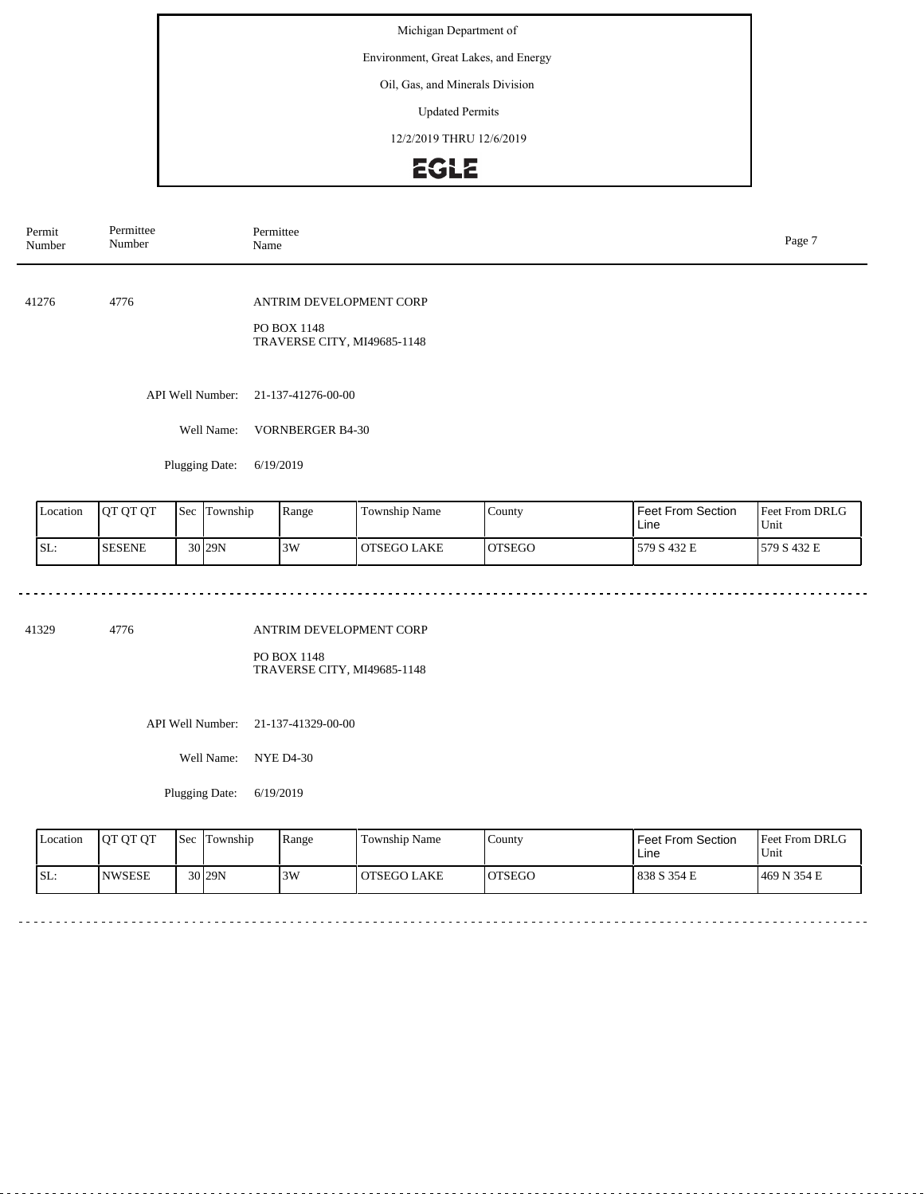Michigan Department of

Environment, Great Lakes, and Energy

Oil, Gas, and Minerals Division

Updated Permits

12/2/2019 THRU 12/6/2019

EGLE

| Permit Number | Permittee Number | Permittee Name |
|---|---|---|

41276 4776 ANTRIM DEVELOPMENT CORP

PO BOX 1148
TRAVERSE CITY, MI49685-1148

API Well Number: 21-137-41276-00-00

Well Name: VORNBERGER B4-30

Plugging Date: 6/19/2019

| Location | QT QT QT | Sec | Township | Range | Township Name | County | Feet From Section Line | Feet From DRLG Unit |
|---|---|---|---|---|---|---|---|---|
| SL: | SESENE | 30 | 29N | 3W | OTSEGO LAKE | OTSEGO | 579 S 432 E | 579 S 432 E |

---

41329 4776 ANTRIM DEVELOPMENT CORP

PO BOX 1148
TRAVERSE CITY, MI49685-1148

API Well Number: 21-137-41329-00-00

Well Name: NYE D4-30

Plugging Date: 6/19/2019

| Location | QT QT QT | Sec | Township | Range | Township Name | County | Feet From Section Line | Feet From DRLG Unit |
|---|---|---|---|---|---|---|---|---|
| SL: | NWSESE | 30 | 29N | 3W | OTSEGO LAKE | OTSEGO | 838 S 354 E | 469 N 354 E |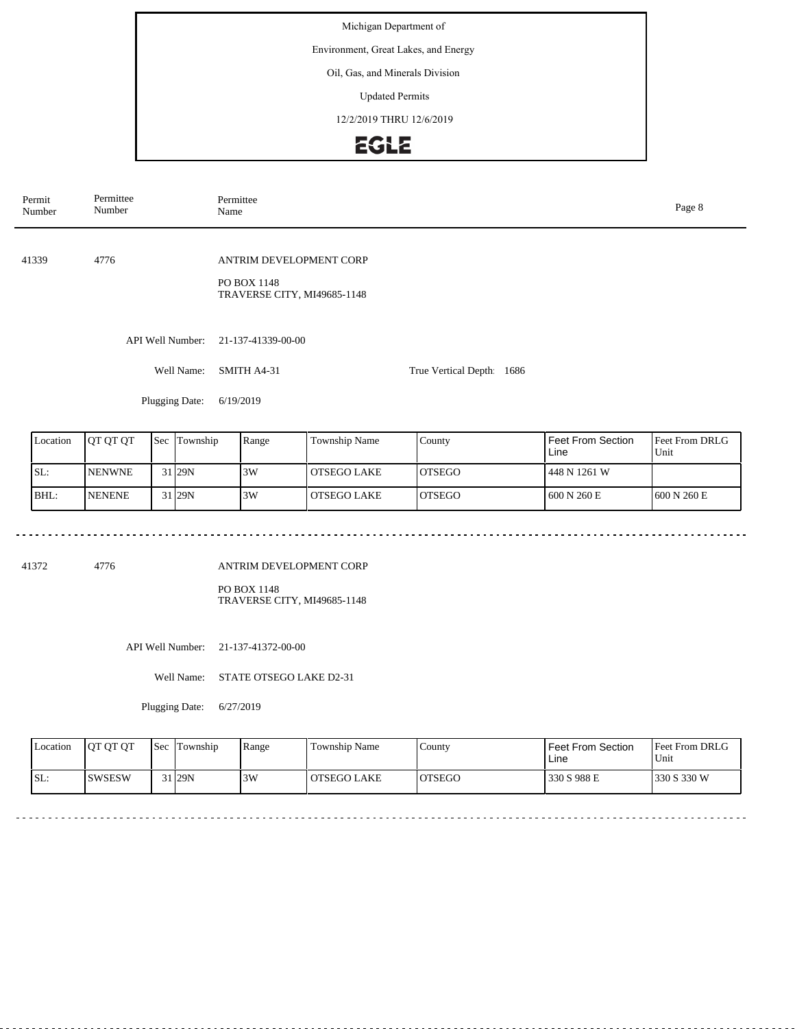Michigan Department of

Environment, Great Lakes, and Energy

Oil, Gas, and Minerals Division

Updated Permits

12/2/2019 THRU 12/6/2019

EGLE

| Permit Number | Permittee Number | Permittee Name |
|---|---|---|

41339 4776 ANTRIM DEVELOPMENT CORP

PO BOX 1148
TRAVERSE CITY, MI49685-1148

API Well Number: 21-137-41339-00-00

Well Name: SMITH A4-31 True Vertical Depth: 1686

Plugging Date: 6/19/2019

| Location | QT QT QT | Sec | Township | Range | Township Name | County | Feet From Section Line | Feet From DRLG Unit |
|---|---|---|---|---|---|---|---|---|
| SL: | NENWNE | 31 | 29N | 3W | OTSEGO LAKE | OTSEGO | 448 N 1261 W | |
| BHL: | NENENE | 31 | 29N | 3W | OTSEGO LAKE | OTSEGO | 600 N 260 E | 600 N 260 E |

41372 4776 ANTRIM DEVELOPMENT CORP

PO BOX 1148
TRAVERSE CITY, MI49685-1148

API Well Number: 21-137-41372-00-00

Well Name: STATE OTSEGO LAKE D2-31

Plugging Date: 6/27/2019

| Location | QT QT QT | Sec | Township | Range | Township Name | County | Feet From Section Line | Feet From DRLG Unit |
|---|---|---|---|---|---|---|---|---|
| SL: | SWSESW | 31 | 29N | 3W | OTSEGO LAKE | OTSEGO | 330 S 988 E | 330 S 330 W |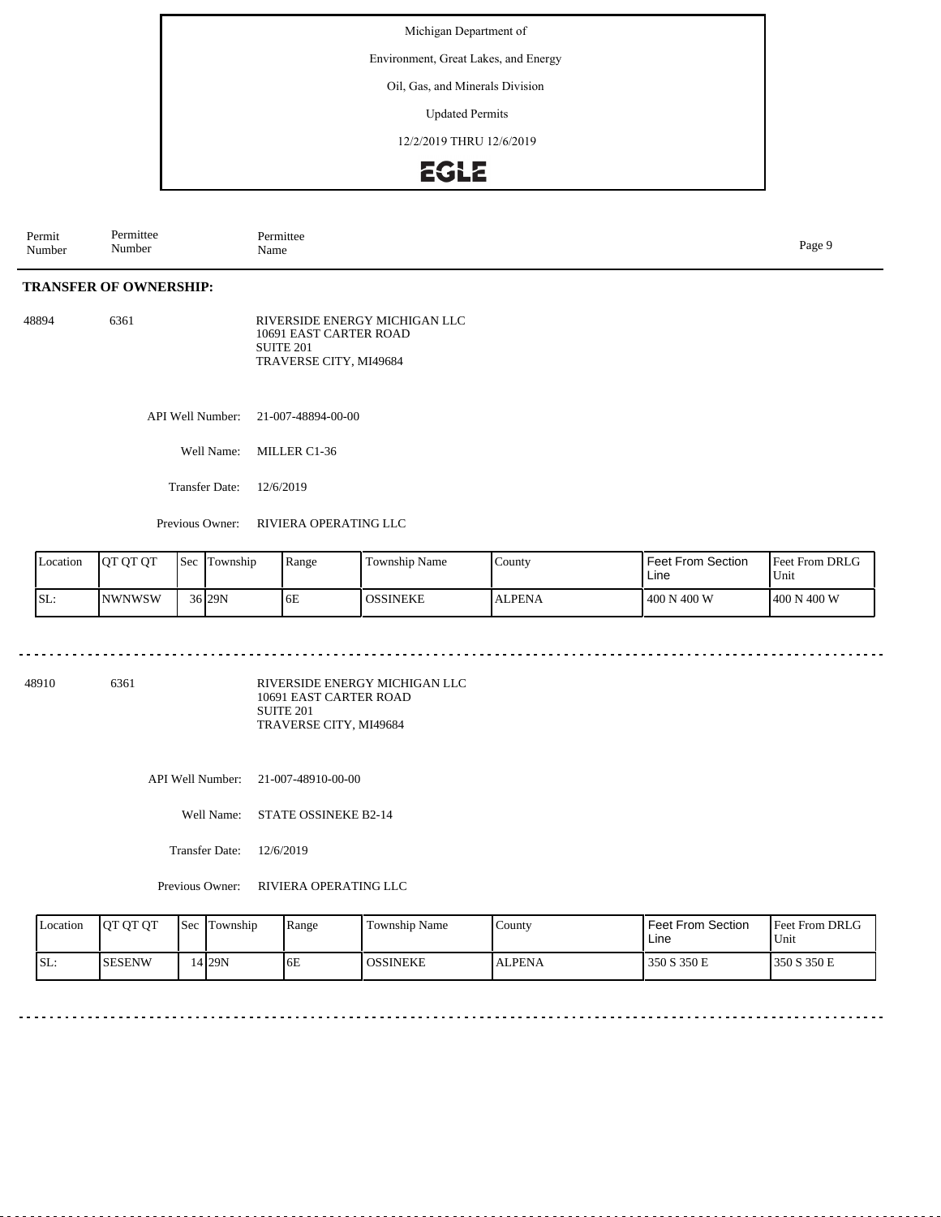Michigan Department of

Environment, Great Lakes, and Energy

Oil, Gas, and Minerals Division

Updated Permits

12/2/2019 THRU 12/6/2019

EGLE

| Permit Number | Permittee Number | Permittee Name |
|---|---|---|

## TRANSFER OF OWNERSHIP:

48894 6361 RIVERSIDE ENERGY MICHIGAN LLC
10691 EAST CARTER ROAD
SUITE 201
TRAVERSE CITY, MI49684

API Well Number: 21-007-48894-00-00

Well Name: MILLER C1-36

Transfer Date: 12/6/2019

Previous Owner: RIVIERA OPERATING LLC

| Location | QT QT QT | Sec | Township | Range | Township Name | County | Feet From Section Line | Feet From DRLG Unit |
|---|---|---|---|---|---|---|---|---|
| SL: | NWNWSW | 36 | 29N | 6E | OSSINEKE | ALPENA | 400 N 400 W | 400 N 400 W |

48910 6361 RIVERSIDE ENERGY MICHIGAN LLC
10691 EAST CARTER ROAD
SUITE 201
TRAVERSE CITY, MI49684

API Well Number: 21-007-48910-00-00

Well Name: STATE OSSINEKE B2-14

Transfer Date: 12/6/2019

Previous Owner: RIVIERA OPERATING LLC

| Location | QT QT QT | Sec | Township | Range | Township Name | County | Feet From Section Line | Feet From DRLG Unit |
|---|---|---|---|---|---|---|---|---|
| SL: | SESENW | 14 | 29N | 6E | OSSINEKE | ALPENA | 350 S 350 E | 350 S 350 E |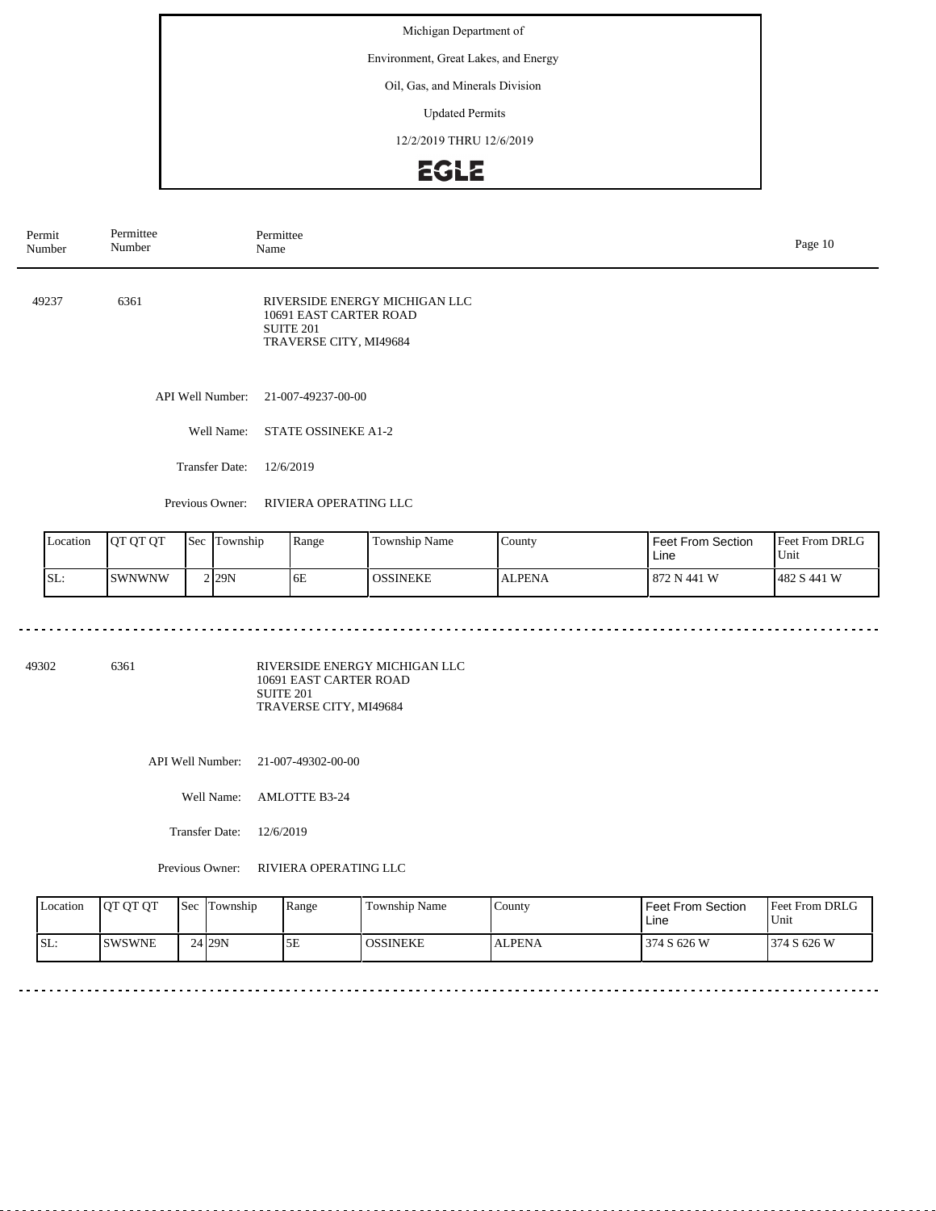Michigan Department of

Environment, Great Lakes, and Energy

Oil, Gas, and Minerals Division

Updated Permits

12/2/2019 THRU 12/6/2019

EGLE

| Permit Number | Permittee Number | Permittee Name |
|---|---|---|

**49237** 6361

RIVERSIDE ENERGY MICHIGAN LLC
10691 EAST CARTER ROAD
SUITE 201
TRAVERSE CITY, MI49684

API Well Number: 21-007-49237-00-00

Well Name: STATE OSSINEKE A1-2

Transfer Date: 12/6/2019

Previous Owner: RIVIERA OPERATING LLC

| Location | QT QT QT | Sec | Township | Range | Township Name | County | Feet From Section Line | Feet From DRLG Unit |
|---|---|---|---|---|---|---|---|---|
| SL: | SWNWNW | 2 | 29N | 6E | OSSINEKE | ALPENA | 872 N 441 W | 482 S 441 W |

---

**49302** 6361

RIVERSIDE ENERGY MICHIGAN LLC
10691 EAST CARTER ROAD
SUITE 201
TRAVERSE CITY, MI49684

API Well Number: 21-007-49302-00-00

Well Name: AMLOTTE B3-24

Transfer Date: 12/6/2019

Previous Owner: RIVIERA OPERATING LLC

| Location | QT QT QT | Sec | Township | Range | Township Name | County | Feet From Section Line | Feet From DRLG Unit |
|---|---|---|---|---|---|---|---|---|
| SL: | SWSWNE | 24 | 29N | 5E | OSSINEKE | ALPENA | 374 S 626 W | 374 S 626 W |

---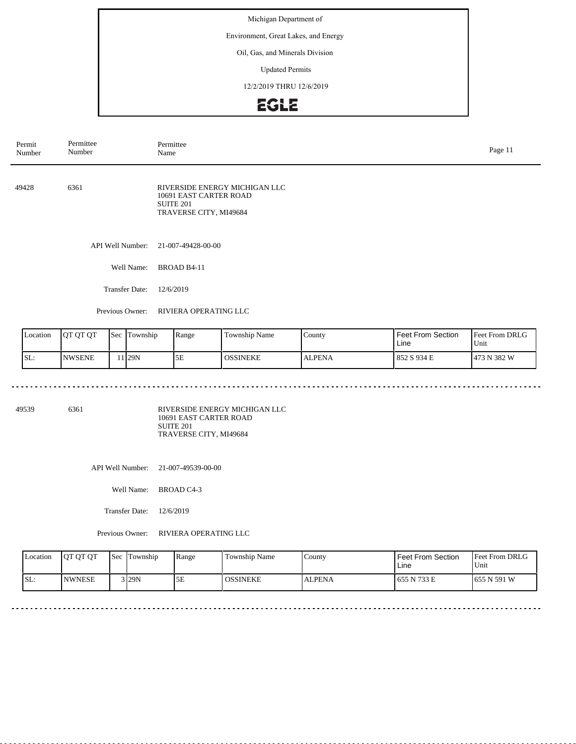Michigan Department of

Environment, Great Lakes, and Energy

Oil, Gas, and Minerals Division

Updated Permits

12/2/2019 THRU 12/6/2019

EGLE

| Permit Number | Permittee Number | Permittee Name |
|---|---|---|

49428 6361

RIVERSIDE ENERGY MICHIGAN LLC
10691 EAST CARTER ROAD
SUITE 201
TRAVERSE CITY, MI49684

API Well Number: 21-007-49428-00-00

Well Name: BROAD B4-11

Transfer Date: 12/6/2019

Previous Owner: RIVIERA OPERATING LLC

| Location | QT QT QT | Sec | Township | Range | Township Name | County | Feet From Section Line | Feet From DRLG Unit |
|---|---|---|---|---|---|---|---|---|
| SL: | NWSENE | 11 | 29N | 5E | OSSINEKE | ALPENA | 852 S 934 E | 473 N 382 W |

---

49539 6361

RIVERSIDE ENERGY MICHIGAN LLC
10691 EAST CARTER ROAD
SUITE 201
TRAVERSE CITY, MI49684

API Well Number: 21-007-49539-00-00

Well Name: BROAD C4-3

Transfer Date: 12/6/2019

Previous Owner: RIVIERA OPERATING LLC

| Location | QT QT QT | Sec | Township | Range | Township Name | County | Feet From Section Line | Feet From DRLG Unit |
|---|---|---|---|---|---|---|---|---|
| SL: | NWNESE | 3 | 29N | 5E | OSSINEKE | ALPENA | 655 N 733 E | 655 N 591 W |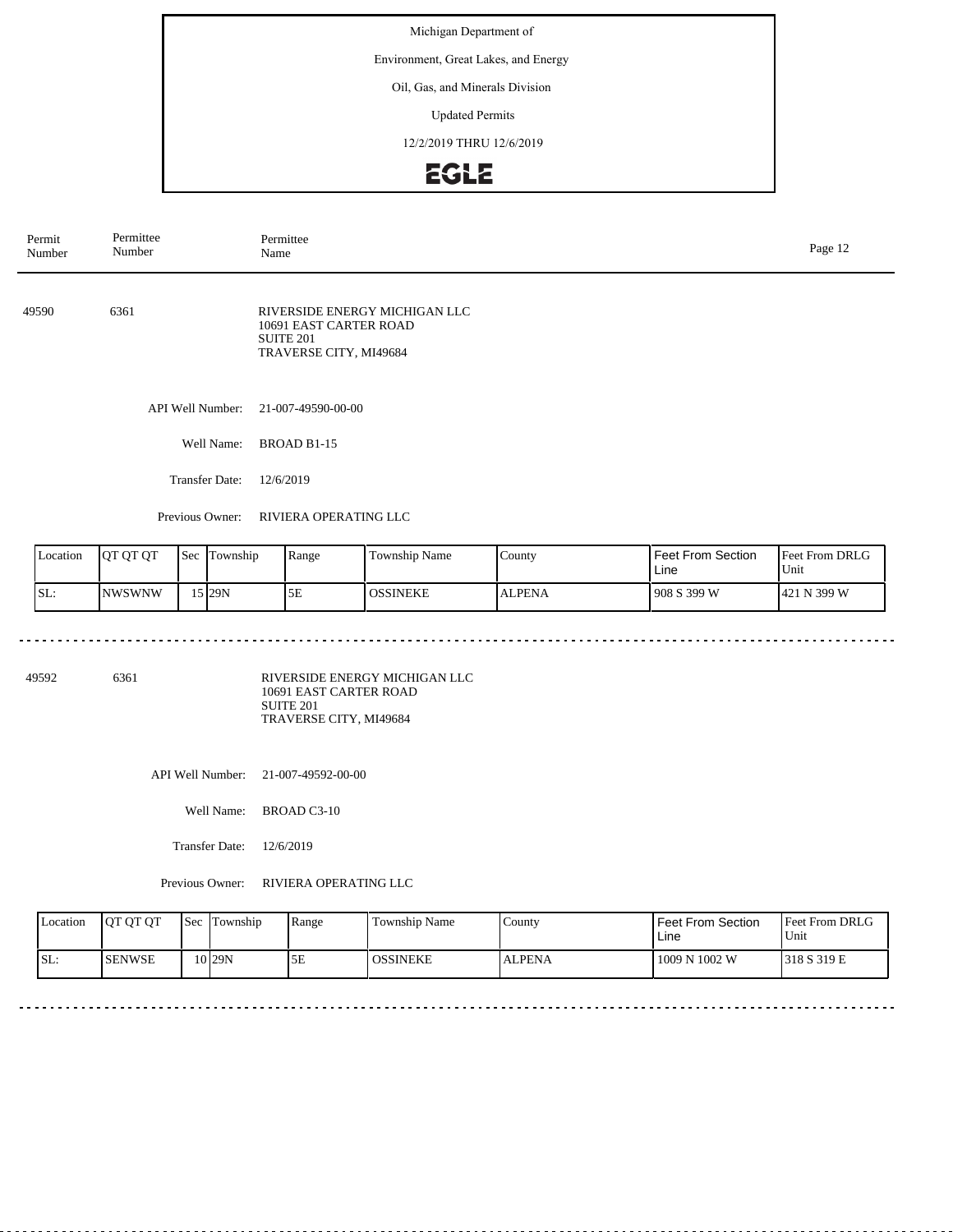Michigan Department of

Environment, Great Lakes, and Energy

Oil, Gas, and Minerals Division

Updated Permits

12/2/2019 THRU 12/6/2019

EGLE

| Permit Number | Permittee Number | Permittee Name |
|---|---|---|

49590 6361

RIVERSIDE ENERGY MICHIGAN LLC
10691 EAST CARTER ROAD
SUITE 201
TRAVERSE CITY, MI49684

API Well Number: 21-007-49590-00-00

Well Name: BROAD B1-15

Transfer Date: 12/6/2019

Previous Owner: RIVIERA OPERATING LLC

| Location | QT QT QT | Sec | Township | Range | Township Name | County | Feet From Section Line | Feet From DRLG Unit |
|---|---|---|---|---|---|---|---|---|
| SL: | NWSWNW | 15 | 29N | 5E | OSSINEKE | ALPENA | 908 S 399 W | 421 N 399 W |

---

49592 6361

RIVERSIDE ENERGY MICHIGAN LLC
10691 EAST CARTER ROAD
SUITE 201
TRAVERSE CITY, MI49684

API Well Number: 21-007-49592-00-00

Well Name: BROAD C3-10

Transfer Date: 12/6/2019

Previous Owner: RIVIERA OPERATING LLC

| Location | QT QT QT | Sec | Township | Range | Township Name | County | Feet From Section Line | Feet From DRLG Unit |
|---|---|---|---|---|---|---|---|---|
| SL: | SENWSE | 10 | 29N | 5E | OSSINEKE | ALPENA | 1009 N 1002 W | 318 S 319 E |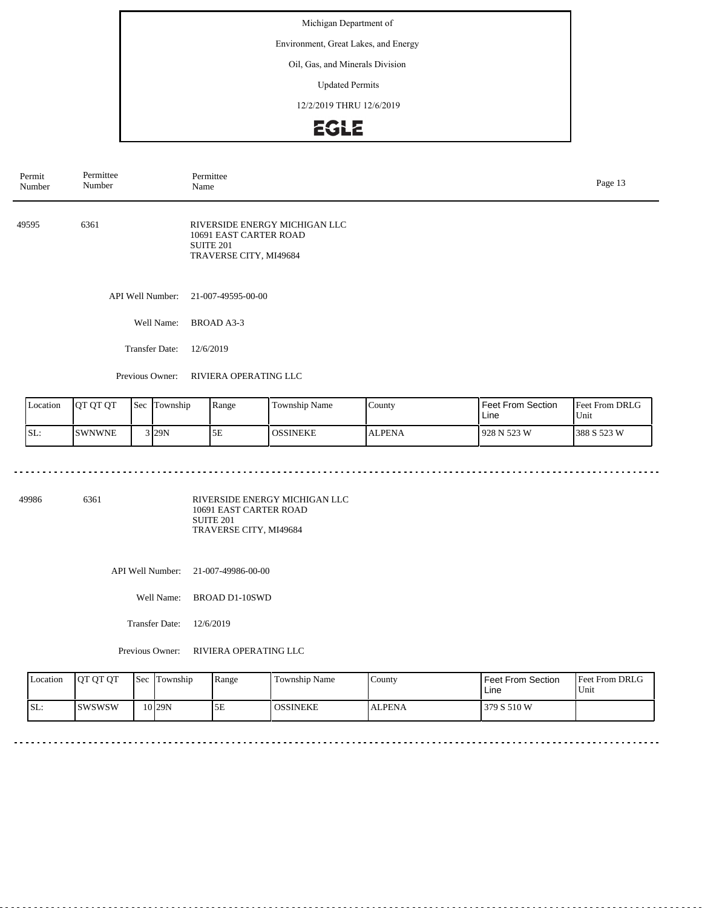Michigan Department of

Environment, Great Lakes, and Energy

Oil, Gas, and Minerals Division

Updated Permits

12/2/2019 THRU 12/6/2019

EGLE

| Permit Number | Permittee Number | Permittee Name |
|---|---|---|

---

**49595** 6361

RIVERSIDE ENERGY MICHIGAN LLC
10691 EAST CARTER ROAD
SUITE 201
TRAVERSE CITY, MI49684

API Well Number: 21-007-49595-00-00

Well Name: BROAD A3-3

Transfer Date: 12/6/2019

Previous Owner: RIVIERA OPERATING LLC

| Location | QT QT QT | Sec | Township | Range | Township Name | County | Feet From Section Line | Feet From DRLG Unit |
|---|---|---|---|---|---|---|---|---|
| SL: | SWNWNE | 3 | 29N | 5E | OSSINEKE | ALPENA | 928 N 523 W | 388 S 523 W |

---

**49986** 6361

RIVERSIDE ENERGY MICHIGAN LLC
10691 EAST CARTER ROAD
SUITE 201
TRAVERSE CITY, MI49684

API Well Number: 21-007-49986-00-00

Well Name: BROAD D1-10SWD

Transfer Date: 12/6/2019

Previous Owner: RIVIERA OPERATING LLC

| Location | QT QT QT | Sec | Township | Range | Township Name | County | Feet From Section Line | Feet From DRLG Unit |
|---|---|---|---|---|---|---|---|---|
| SL: | SWSWSW | 10 | 29N | 5E | OSSINEKE | ALPENA | 379 S 510 W | |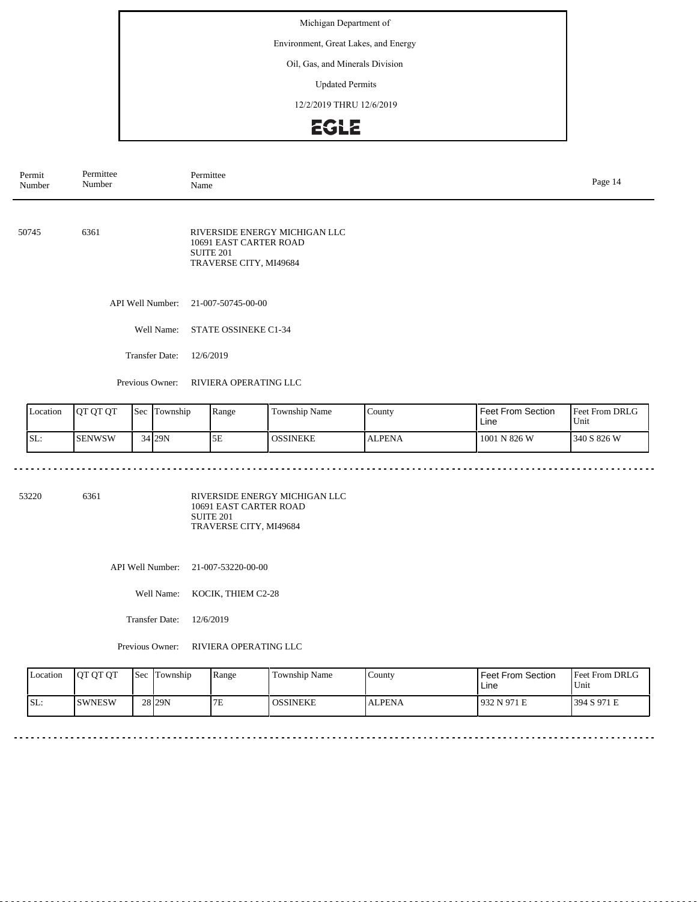Michigan Department of

Environment, Great Lakes, and Energy

Oil, Gas, and Minerals Division

Updated Permits

12/2/2019 THRU 12/6/2019

EGLE

| Permit Number | Permittee Number | Permittee Name |
|---|---|---|

50745 6361 RIVERSIDE ENERGY MICHIGAN LLC
10691 EAST CARTER ROAD
SUITE 201
TRAVERSE CITY, MI49684

API Well Number: 21-007-50745-00-00

Well Name: STATE OSSINEKE C1-34

Transfer Date: 12/6/2019

Previous Owner: RIVIERA OPERATING LLC

| Location | QT QT QT | Sec | Township | Range | Township Name | County | Feet From Section Line | Feet From DRLG Unit |
|---|---|---|---|---|---|---|---|---|
| SL: | SENWSW | 34 | 29N | 5E | OSSINEKE | ALPENA | 1001 N 826 W | 340 S 826 W |

53220 6361 RIVERSIDE ENERGY MICHIGAN LLC
10691 EAST CARTER ROAD
SUITE 201
TRAVERSE CITY, MI49684

API Well Number: 21-007-53220-00-00

Well Name: KOCIK, THIEM C2-28

Transfer Date: 12/6/2019

Previous Owner: RIVIERA OPERATING LLC

| Location | QT QT QT | Sec | Township | Range | Township Name | County | Feet From Section Line | Feet From DRLG Unit |
|---|---|---|---|---|---|---|---|---|
| SL: | SWNESW | 28 | 29N | 7E | OSSINEKE | ALPENA | 932 N 971 E | 394 S 971 E |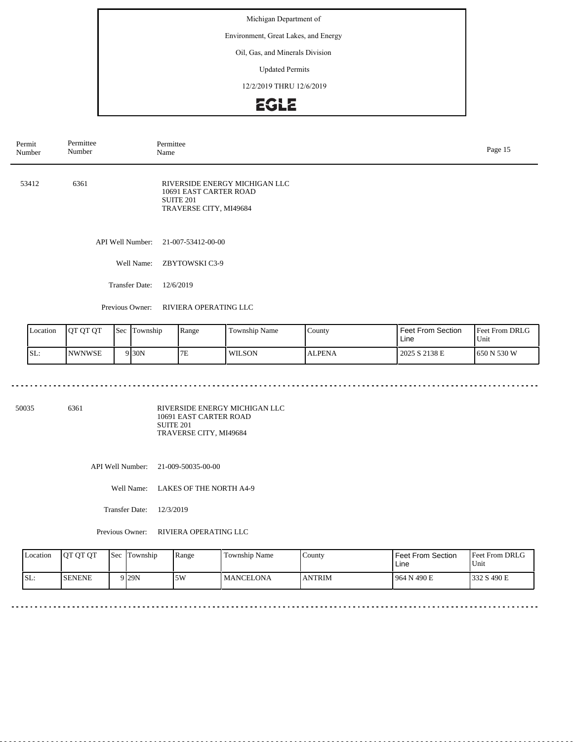Michigan Department of

Environment, Great Lakes, and Energy

Oil, Gas, and Minerals Division

Updated Permits

12/2/2019 THRU 12/6/2019

EGLE

| Permit Number | Permittee Number | Permittee Name |
|---|---|---|
| 53412 | 6361 | RIVERSIDE ENERGY MICHIGAN LLC<br>10691 EAST CARTER ROAD<br>SUITE 201<br>TRAVERSE CITY, MI49684 |

API Well Number: 21-007-53412-00-00

Well Name: ZBYTOWSKI C3-9

Transfer Date: 12/6/2019

Previous Owner: RIVIERA OPERATING LLC

| Location | QT QT QT | Sec | Township | Range | Township Name | County | Feet From Section Line | Feet From DRLG Unit |
|---|---|---|---|---|---|---|---|---|
| SL: | NWNWSE | 9 | 30N | 7E | WILSON | ALPENA | 2025 S 2138 E | 650 N 530 W |

| Permit Number | Permittee Number | Permittee Name |
|---|---|---|
| 50035 | 6361 | RIVERSIDE ENERGY MICHIGAN LLC<br>10691 EAST CARTER ROAD<br>SUITE 201<br>TRAVERSE CITY, MI49684 |

API Well Number: 21-009-50035-00-00

Well Name: LAKES OF THE NORTH A4-9

Transfer Date: 12/3/2019

Previous Owner: RIVIERA OPERATING LLC

| Location | QT QT QT | Sec | Township | Range | Township Name | County | Feet From Section Line | Feet From DRLG Unit |
|---|---|---|---|---|---|---|---|---|
| SL: | SENENE | 9 | 29N | 5W | MANCELONA | ANTRIM | 964 N 490 E | 332 S 490 E |